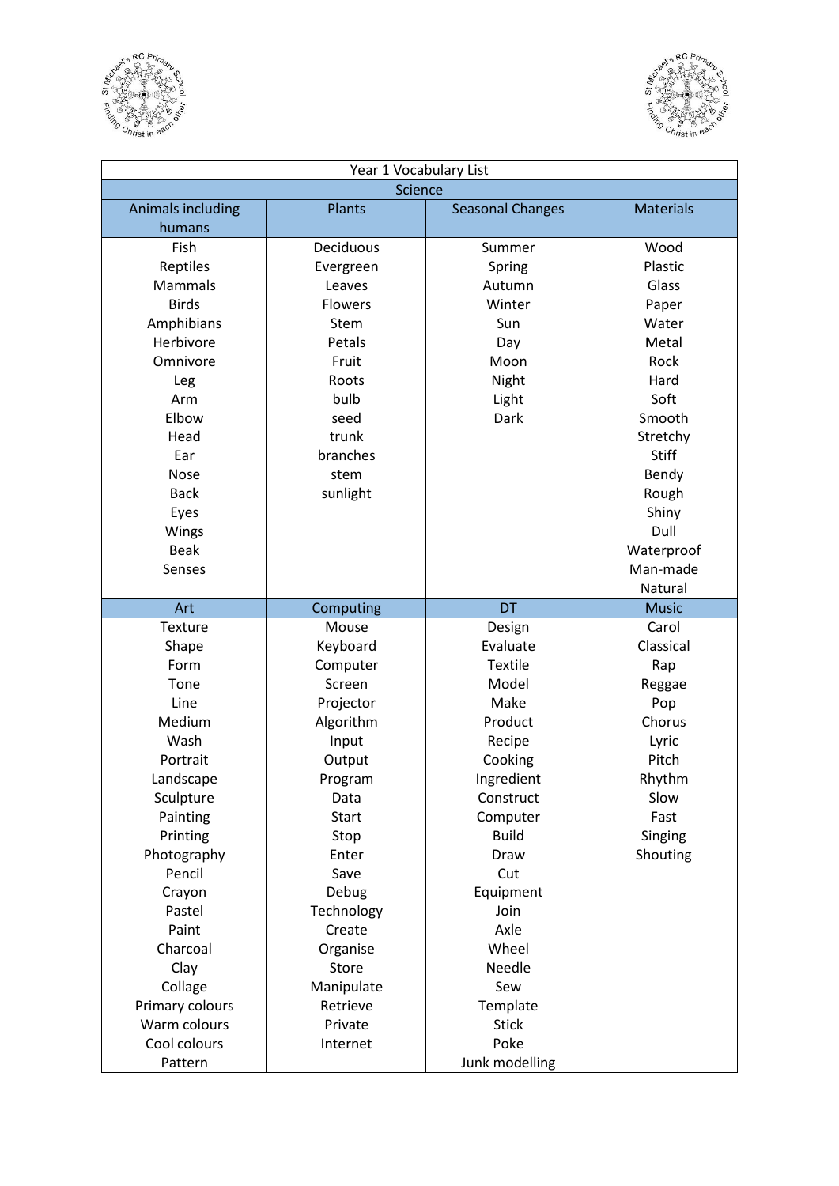| Year 1 Vocabulary List | | | |
|---|---|---|---|
| **Science** | | | |
| **Animals including humans** | **Plants** | **Seasonal Changes** | **Materials** |
| Fish | Deciduous | Summer | Wood |
| Reptiles | Evergreen | Spring | Plastic |
| Mammals | Leaves | Autumn | Glass |
| Birds | Flowers | Winter | Paper |
| Amphibians | Stem | Sun | Water |
| Herbivore | Petals | Day | Metal |
| Omnivore | Fruit | Moon | Rock |
| Leg | Roots | Night | Hard |
| Arm | bulb | Light | Soft |
| Elbow | seed | Dark | Smooth |
| Head | trunk | | Stretchy |
| Ear | branches | | Stiff |
| Nose | stem | | Bendy |
| Back | sunlight | | Rough |
| Eyes | | | Shiny |
| Wings | | | Dull |
| Beak | | | Waterproof |
| Senses | | | Man-made |
| | | | Natural |
| **Art** | **Computing** | **DT** | **Music** |
| Texture | Mouse | Design | Carol |
| Shape | Keyboard | Evaluate | Classical |
| Form | Computer | Textile | Rap |
| Tone | Screen | Model | Reggae |
| Line | Projector | Make | Pop |
| Medium | Algorithm | Product | Chorus |
| Wash | Input | Recipe | Lyric |
| Portrait | Output | Cooking | Pitch |
| Landscape | Program | Ingredient | Rhythm |
| Sculpture | Data | Construct | Slow |
| Painting | Start | Computer | Fast |
| Printing | Stop | Build | Singing |
| Photography | Enter | Draw | Shouting |
| Pencil | Save | Cut | |
| Crayon | Debug | Equipment | |
| Pastel | Technology | Join | |
| Paint | Create | Axle | |
| Charcoal | Organise | Wheel | |
| Clay | Store | Needle | |
| Collage | Manipulate | Sew | |
| Primary colours | Retrieve | Template | |
| Warm colours | Private | Stick | |
| Cool colours | Internet | Poke | |
| Pattern | | Junk modelling | |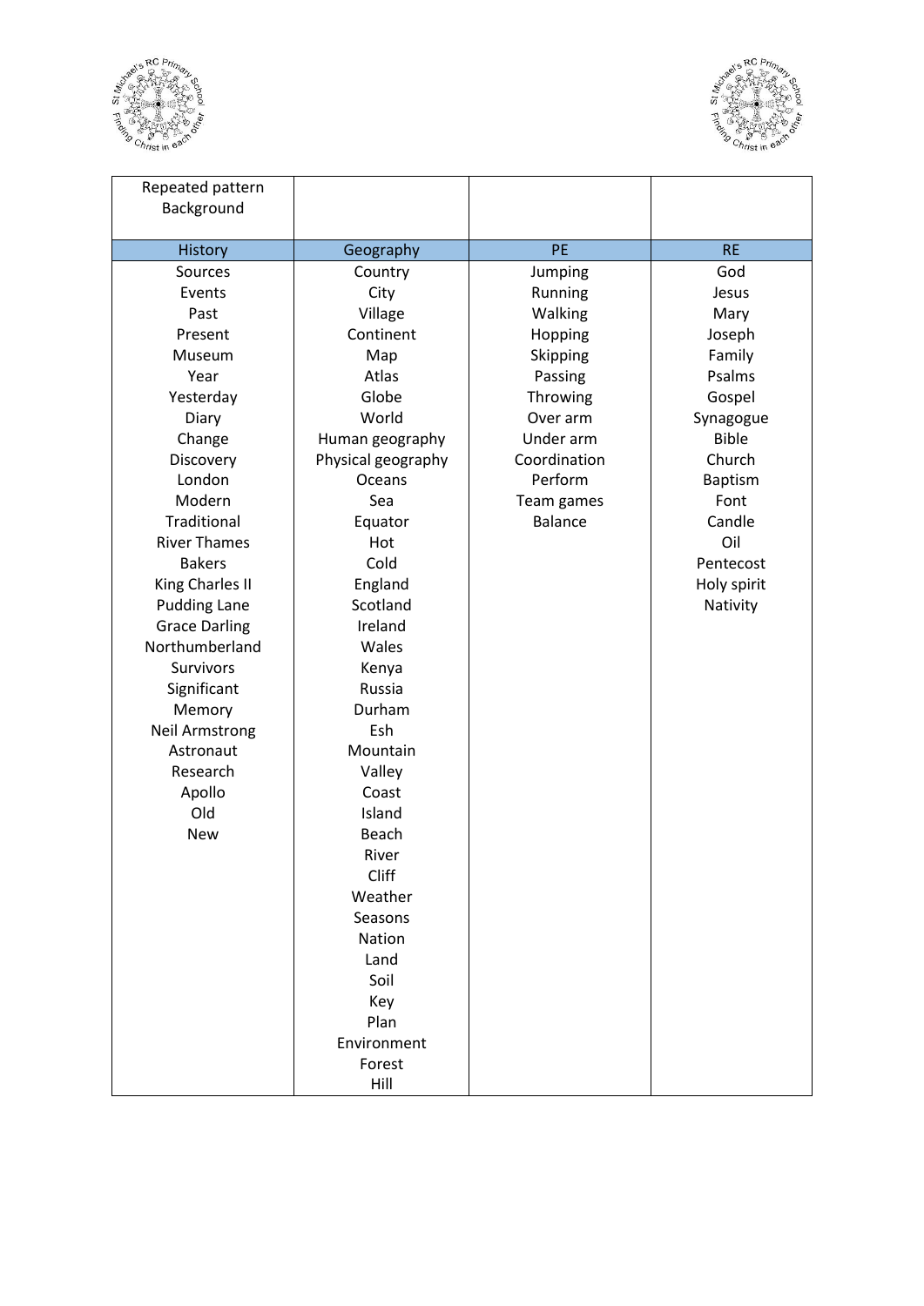| | | | |
|---|---|---|---|
| Repeated pattern<br>Background | | | |
| **History** | **Geography** | **PE** | **RE** |
| Sources | Country | Jumping | God |
| Events | City | Running | Jesus |
| Past | Village | Walking | Mary |
| Present | Continent | Hopping | Joseph |
| Museum | Map | Skipping | Family |
| Year | Atlas | Passing | Psalms |
| Yesterday | Globe | Throwing | Gospel |
| Diary | World | Over arm | Synagogue |
| Change | Human geography | Under arm | Bible |
| Discovery | Physical geography | Coordination | Church |
| London | Oceans | Perform | Baptism |
| Modern | Sea | Team games | Font |
| Traditional | Equator | Balance | Candle |
| River Thames | Hot | | Oil |
| Bakers | Cold | | Pentecost |
| King Charles II | England | | Holy spirit |
| Pudding Lane | Scotland | | Nativity |
| Grace Darling | Ireland | | |
| Northumberland | Wales | | |
| Survivors | Kenya | | |
| Significant | Russia | | |
| Memory | Durham | | |
| Neil Armstrong | Esh | | |
| Astronaut | Mountain | | |
| Research | Valley | | |
| Apollo | Coast | | |
| Old | Island | | |
| New | Beach | | |
| | River | | |
| | Cliff | | |
| | Weather | | |
| | Seasons | | |
| | Nation | | |
| | Land | | |
| | Soil | | |
| | Key | | |
| | Plan | | |
| | Environment | | |
| | Forest | | |
| | Hill | | |